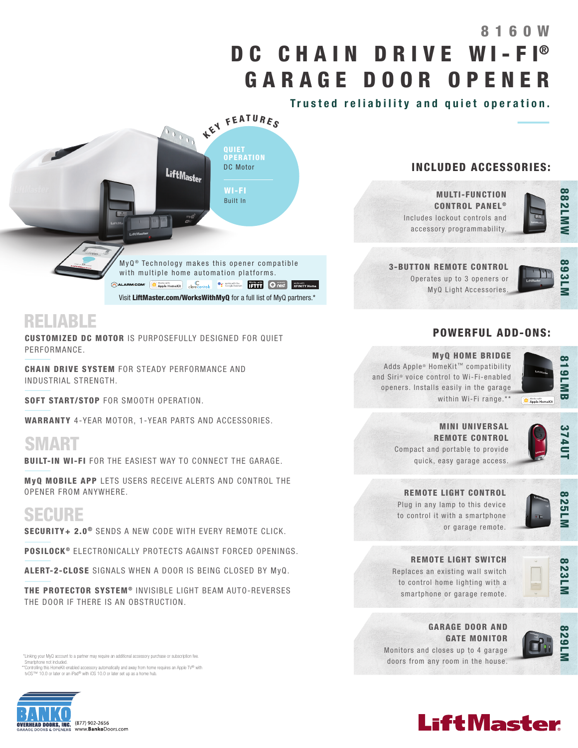# 8160W

# DC CHAIN DRIVE WI-FI® GARAGE DOOR OPENER

**Trusted reliability and quiet operation.**

## KEY FEATURES

**QUIET OPERATION**
DC Motor

**WI-FI**
Built In

MyQ® Technology makes this opener compatible with multiple home automation platforms.

Visit **LiftMaster.com/WorksWithMyQ** for a full list of MyQ partners.*

## RELIABLE

**CUSTOMIZED DC MOTOR** IS PURPOSEFULLY DESIGNED FOR QUIET PERFORMANCE.

**CHAIN DRIVE SYSTEM** FOR STEADY PERFORMANCE AND INDUSTRIAL STRENGTH.

**SOFT START/STOP** FOR SMOOTH OPERATION.

**WARRANTY** 4-YEAR MOTOR, 1-YEAR PARTS AND ACCESSORIES.

## SMART

**BUILT-IN WI-FI** FOR THE EASIEST WAY TO CONNECT THE GARAGE.

**MyQ MOBILE APP** LETS USERS RECEIVE ALERTS AND CONTROL THE OPENER FROM ANYWHERE.

## SECURE

**SECURITY+ 2.0®** SENDS A NEW CODE WITH EVERY REMOTE CLICK.

**POSILOCK®** ELECTRONICALLY PROTECTS AGAINST FORCED OPENINGS.

**ALERT-2-CLOSE** SIGNALS WHEN A DOOR IS BEING CLOSED BY MyQ.

**THE PROTECTOR SYSTEM®** INVISIBLE LIGHT BEAM AUTO-REVERSES THE DOOR IF THERE IS AN OBSTRUCTION.

## INCLUDED ACCESSORIES:

**MULTI-FUNCTION CONTROL PANEL®** — 882LMW
Includes lockout controls and accessory programmability.

**3-BUTTON REMOTE CONTROL** — 893LM
Operates up to 3 openers or MyQ Light Accessories.

## POWERFUL ADD-ONS:

**MyQ HOME BRIDGE** — 819LMB
Adds Apple® HomeKit™ compatibility and Siri® voice control to Wi-Fi-enabled openers. Installs easily in the garage within Wi-Fi range.**

**MINI UNIVERSAL REMOTE CONTROL** — 374UT
Compact and portable to provide quick, easy garage access.

**REMOTE LIGHT CONTROL** — 825LM
Plug in any lamp to this device to control it with a smartphone or garage remote.

**REMOTE LIGHT SWITCH** — 823LM
Replaces an existing wall switch to control home lighting with a smartphone or garage remote.

**GARAGE DOOR AND GATE MONITOR** — 829LM
Monitors and closes up to 4 garage doors from any room in the house.

*Linking your MyQ account to a partner may require an additional accessory purchase or subscription fee. Smartphone not included.
**Controlling this HomeKit-enabled accessory automatically and away from home requires an Apple TV® with tvOS™ 10.0 or later or an iPad® with iOS 10.0 or later set up as a home hub.

BANKO OVERHEAD DOORS, INC. — GARAGE DOORS & OPENERS
(877) 902-2656
www.BankoDoors.com

LiftMaster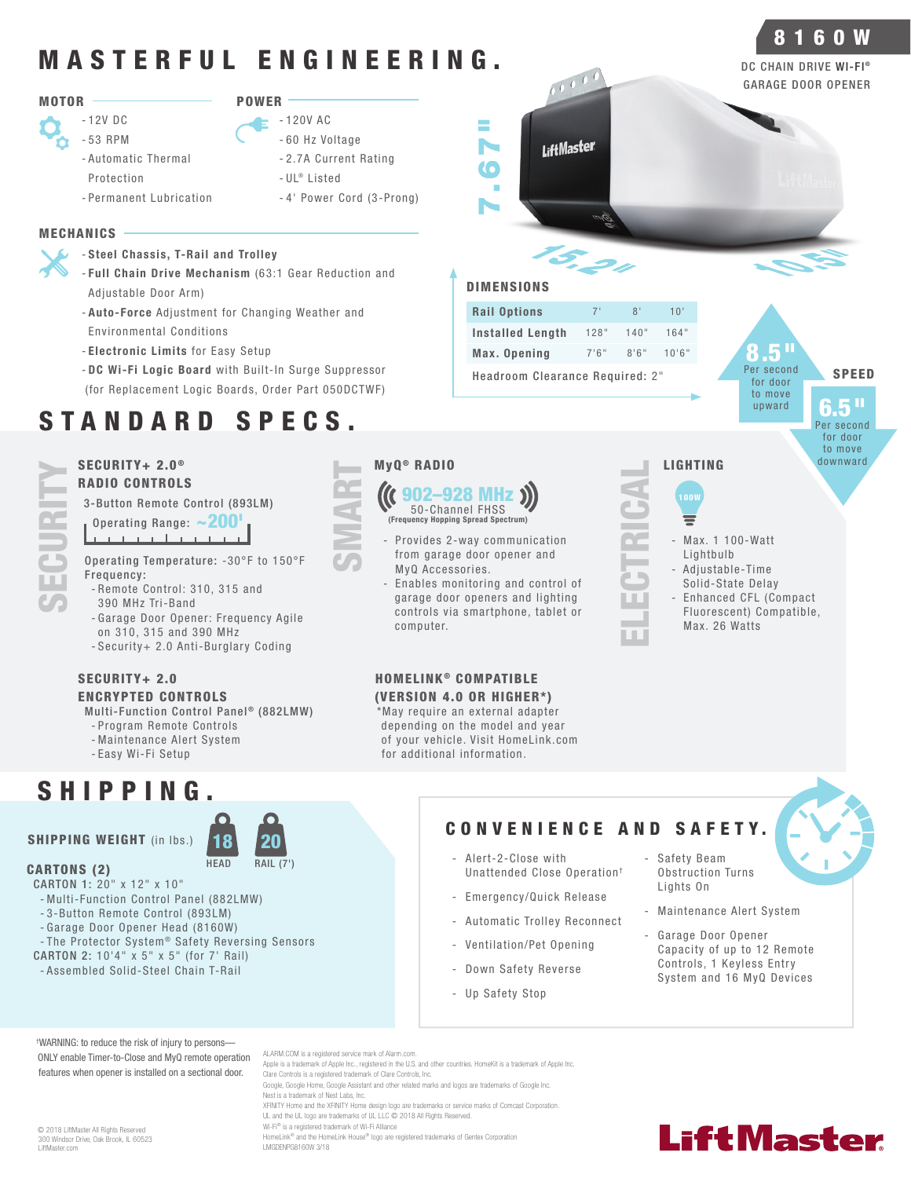# MASTERFUL ENGINEERING.

**8160W**

DC CHAIN DRIVE WI-FI® GARAGE DOOR OPENER

### MOTOR

- 12V DC
- 53 RPM
- Automatic Thermal Protection
- Permanent Lubrication

### POWER

- 120V AC
- 60 Hz Voltage
- 2.7A Current Rating
- UL® Listed
- 4' Power Cord (3-Prong)

### MECHANICS

- **Steel Chassis, T-Rail and Trolley**
- **Full Chain Drive Mechanism** (63:1 Gear Reduction and Adjustable Door Arm)
- **Auto-Force** Adjustment for Changing Weather and Environmental Conditions
- **Electronic Limits** for Easy Setup
- **DC Wi-Fi Logic Board** with Built-In Surge Suppressor (for Replacement Logic Boards, Order Part 050DCTWF)

7.67"

15.2"

10.5"

### DIMENSIONS

| Rail Options | 7' | 8' | 10' |
|---|---|---|---|
| Installed Length | 128" | 140" | 164" |
| Max. Opening | 7'6" | 8'6" | 10'6" |

Headroom Clearance Required: 2"

### SPEED

8.5" Per second for door to move upward

6.5" Per second for door to move downward

# STANDARD SPECS.

## SECURITY

### SECURITY+ 2.0® RADIO CONTROLS

3-Button Remote Control (893LM)

Operating Range: ~200'

Operating Temperature: -30°F to 150°F

Frequency:

- Remote Control: 310, 315 and 390 MHz Tri-Band
- Garage Door Opener: Frequency Agile on 310, 315 and 390 MHz
- Security+ 2.0 Anti-Burglary Coding

### SECURITY+ 2.0 ENCRYPTED CONTROLS

Multi-Function Control Panel® (882LMW)

- Program Remote Controls
- Maintenance Alert System
- Easy Wi-Fi Setup

## SMART

### MyQ® RADIO

902–928 MHz

50-Channel FHSS (Frequency Hopping Spread Spectrum)

- Provides 2-way communication from garage door opener and MyQ Accessories.
- Enables monitoring and control of garage door openers and lighting controls via smartphone, tablet or computer.

### HOMELINK® COMPATIBLE (VERSION 4.0 OR HIGHER*)

*May require an external adapter depending on the model and year of your vehicle. Visit HomeLink.com for additional information.

## ELECTRICAL

### LIGHTING

100W

- Max. 1 100-Watt Lightbulb
- Adjustable-Time Solid-State Delay
- Enhanced CFL (Compact Fluorescent) Compatible, Max. 26 Watts

# SHIPPING.

**SHIPPING WEIGHT** (in lbs.)

18 HEAD

20 RAIL (7')

**CARTONS (2)**

CARTON 1: 20" x 12" x 10"

- Multi-Function Control Panel (882LMW)
- 3-Button Remote Control (893LM)
- Garage Door Opener Head (8160W)
- The Protector System® Safety Reversing Sensors

CARTON 2: 10'4" x 5" x 5" (for 7' Rail)

- Assembled Solid-Steel Chain T-Rail

## CONVENIENCE AND SAFETY.

- Alert-2-Close with Unattended Close Operation†
- Emergency/Quick Release
- Automatic Trolley Reconnect
- Ventilation/Pet Opening
- Down Safety Reverse
- Up Safety Stop
- Safety Beam Obstruction Turns Lights On
- Maintenance Alert System
- Garage Door Opener Capacity of up to 12 Remote Controls, 1 Keyless Entry System and 16 MyQ Devices

†WARNING: to reduce the risk of injury to persons—ONLY enable Timer-to-Close and MyQ remote operation features when opener is installed on a sectional door.

ALARM.COM is a registered service mark of Alarm.com.
Apple is a trademark of Apple Inc., registered in the U.S. and other countries. HomeKit is a trademark of Apple Inc.
Clare Controls is a registered trademark of Clare Controls, Inc.
Google, Google Home, Google Assistant and other related marks and logos are trademarks of Google Inc.
Nest is a trademark of Nest Labs, Inc.
XFINITY Home and the XFINITY Home design logo are trademarks or service marks of Comcast Corporation.
UL and the UL logo are trademarks of UL LLC © 2018 All Rights Reserved.
Wi-Fi® is a registered trademark of Wi-Fi Alliance
HomeLink® and the HomeLink House® logo are registered trademarks of Gentex Corporation
LMGDENPG8160W 3/18

© 2018 LiftMaster All Rights Reserved
300 Windsor Drive, Oak Brook, IL 60523
LiftMaster.com

LiftMaster